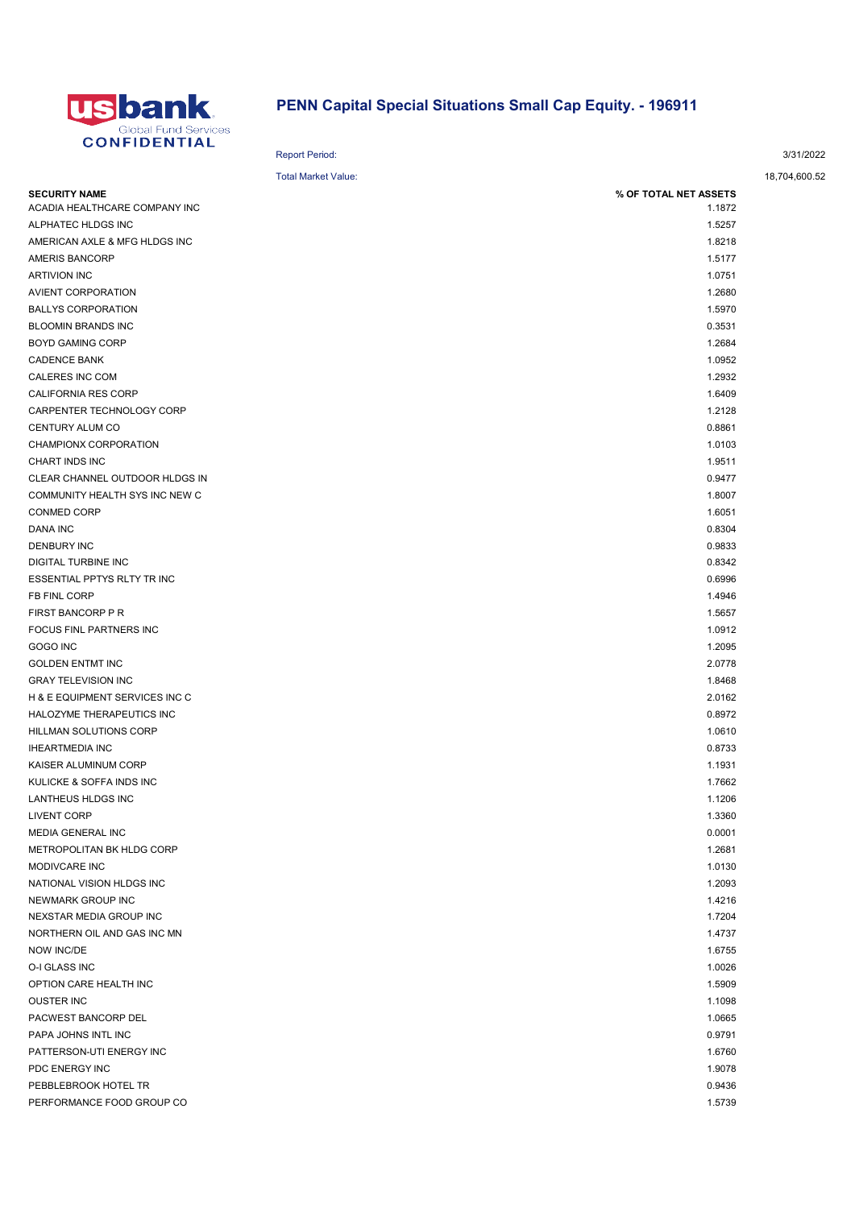usbank
Global Fund Services
CONFIDENTIAL

# PENN Capital Special Situations Small Cap Equity. - 196911

Report Period: 3/31/2022

Total Market Value: 18,704,600.52

| SECURITY NAME | % OF TOTAL NET ASSETS |
|---|---|
| ACADIA HEALTHCARE COMPANY INC | 1.1872 |
| ALPHATEC HLDGS INC | 1.5257 |
| AMERICAN AXLE & MFG HLDGS INC | 1.8218 |
| AMERIS BANCORP | 1.5177 |
| ARTIVION INC | 1.0751 |
| AVIENT CORPORATION | 1.2680 |
| BALLYS CORPORATION | 1.5970 |
| BLOOMIN BRANDS INC | 0.3531 |
| BOYD GAMING CORP | 1.2684 |
| CADENCE BANK | 1.0952 |
| CALERES INC COM | 1.2932 |
| CALIFORNIA RES CORP | 1.6409 |
| CARPENTER TECHNOLOGY CORP | 1.2128 |
| CENTURY ALUM CO | 0.8861 |
| CHAMPIONX CORPORATION | 1.0103 |
| CHART INDS INC | 1.9511 |
| CLEAR CHANNEL OUTDOOR HLDGS IN | 0.9477 |
| COMMUNITY HEALTH SYS INC NEW C | 1.8007 |
| CONMED CORP | 1.6051 |
| DANA INC | 0.8304 |
| DENBURY INC | 0.9833 |
| DIGITAL TURBINE INC | 0.8342 |
| ESSENTIAL PPTYS RLTY TR INC | 0.6996 |
| FB FINL CORP | 1.4946 |
| FIRST BANCORP P R | 1.5657 |
| FOCUS FINL PARTNERS INC | 1.0912 |
| GOGO INC | 1.2095 |
| GOLDEN ENTMT INC | 2.0778 |
| GRAY TELEVISION INC | 1.8468 |
| H & E EQUIPMENT SERVICES INC C | 2.0162 |
| HALOZYME THERAPEUTICS INC | 0.8972 |
| HILLMAN SOLUTIONS CORP | 1.0610 |
| IHEARTMEDIA INC | 0.8733 |
| KAISER ALUMINUM CORP | 1.1931 |
| KULICKE & SOFFA INDS INC | 1.7662 |
| LANTHEUS HLDGS INC | 1.1206 |
| LIVENT CORP | 1.3360 |
| MEDIA GENERAL INC | 0.0001 |
| METROPOLITAN BK HLDG CORP | 1.2681 |
| MODIVCARE INC | 1.0130 |
| NATIONAL VISION HLDGS INC | 1.2093 |
| NEWMARK GROUP INC | 1.4216 |
| NEXSTAR MEDIA GROUP INC | 1.7204 |
| NORTHERN OIL AND GAS INC MN | 1.4737 |
| NOW INC/DE | 1.6755 |
| O-I GLASS INC | 1.0026 |
| OPTION CARE HEALTH INC | 1.5909 |
| OUSTER INC | 1.1098 |
| PACWEST BANCORP DEL | 1.0665 |
| PAPA JOHNS INTL INC | 0.9791 |
| PATTERSON-UTI ENERGY INC | 1.6760 |
| PDC ENERGY INC | 1.9078 |
| PEBBLEBROOK HOTEL TR | 0.9436 |
| PERFORMANCE FOOD GROUP CO | 1.5739 |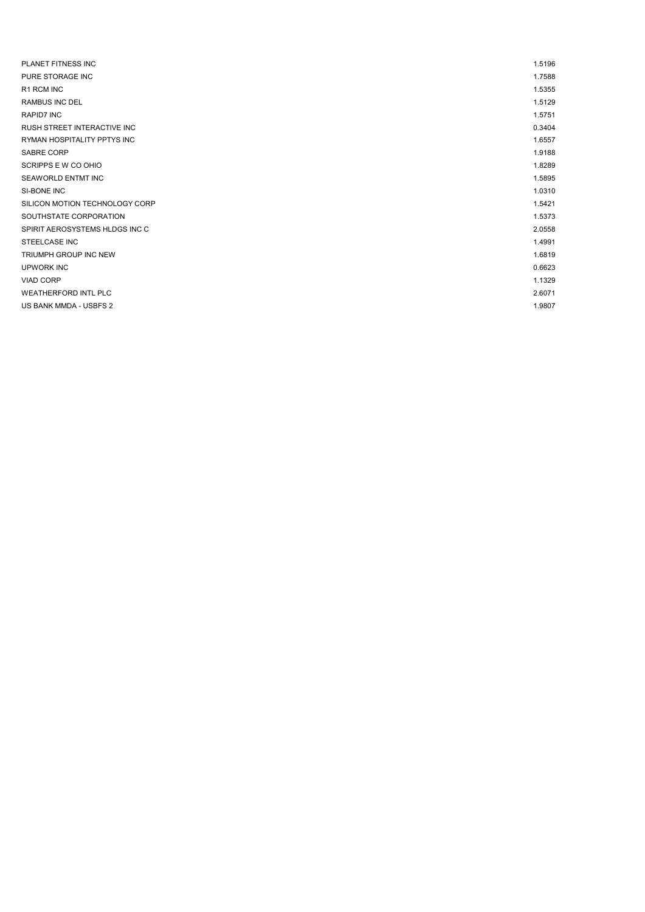| | |
|---|---|
| PLANET FITNESS INC | 1.5196 |
| PURE STORAGE INC | 1.7588 |
| R1 RCM INC | 1.5355 |
| RAMBUS INC DEL | 1.5129 |
| RAPID7 INC | 1.5751 |
| RUSH STREET INTERACTIVE INC | 0.3404 |
| RYMAN HOSPITALITY PPTYS INC | 1.6557 |
| SABRE CORP | 1.9188 |
| SCRIPPS E W CO OHIO | 1.8289 |
| SEAWORLD ENTMT INC | 1.5895 |
| SI-BONE INC | 1.0310 |
| SILICON MOTION TECHNOLOGY CORP | 1.5421 |
| SOUTHSTATE CORPORATION | 1.5373 |
| SPIRIT AEROSYSTEMS HLDGS INC C | 2.0558 |
| STEELCASE INC | 1.4991 |
| TRIUMPH GROUP INC NEW | 1.6819 |
| UPWORK INC | 0.6623 |
| VIAD CORP | 1.1329 |
| WEATHERFORD INTL PLC | 2.6071 |
| US BANK MMDA - USBFS 2 | 1.9807 |